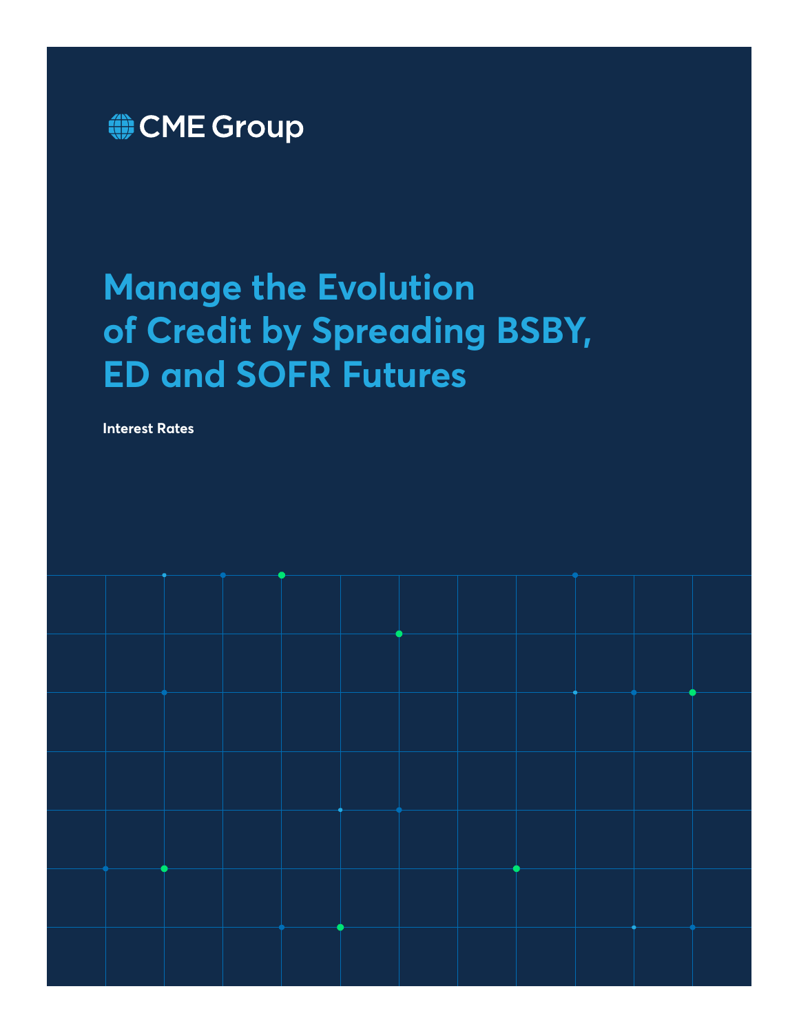CME Group

# Manage the Evolution of Credit by Spreading BSBY, ED and SOFR Futures

**Interest Rates**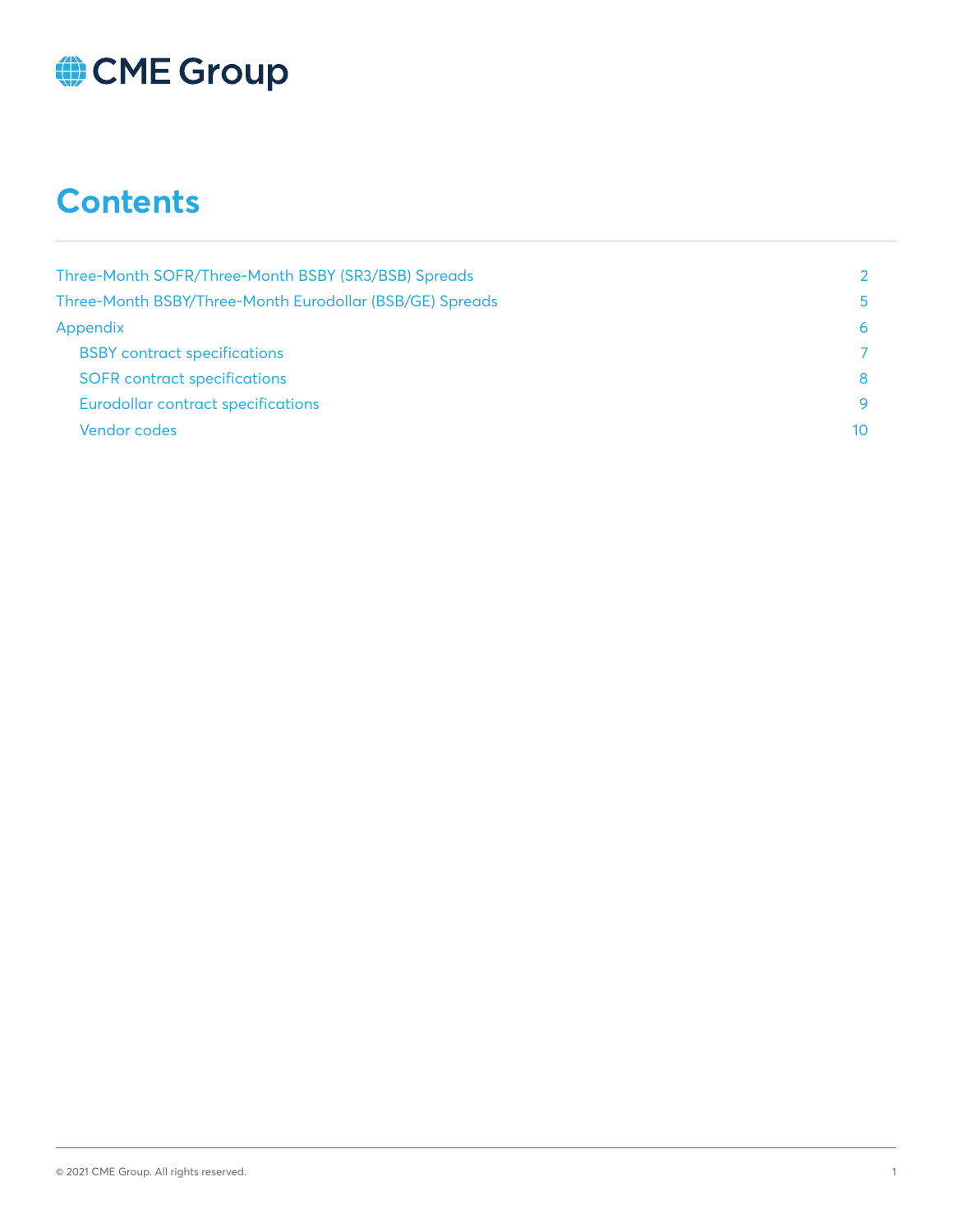# Contents

| | |
|---|---|
| Three-Month SOFR/Three-Month BSBY (SR3/BSB) Spreads | 2 |
| Three-Month BSBY/Three-Month Eurodollar (BSB/GE) Spreads | 5 |
| Appendix | 6 |
| BSBY contract specifications | 7 |
| SOFR contract specifications | 8 |
| Eurodollar contract specifications | 9 |
| Vendor codes | 10 |

© 2021 CME Group. All rights reserved.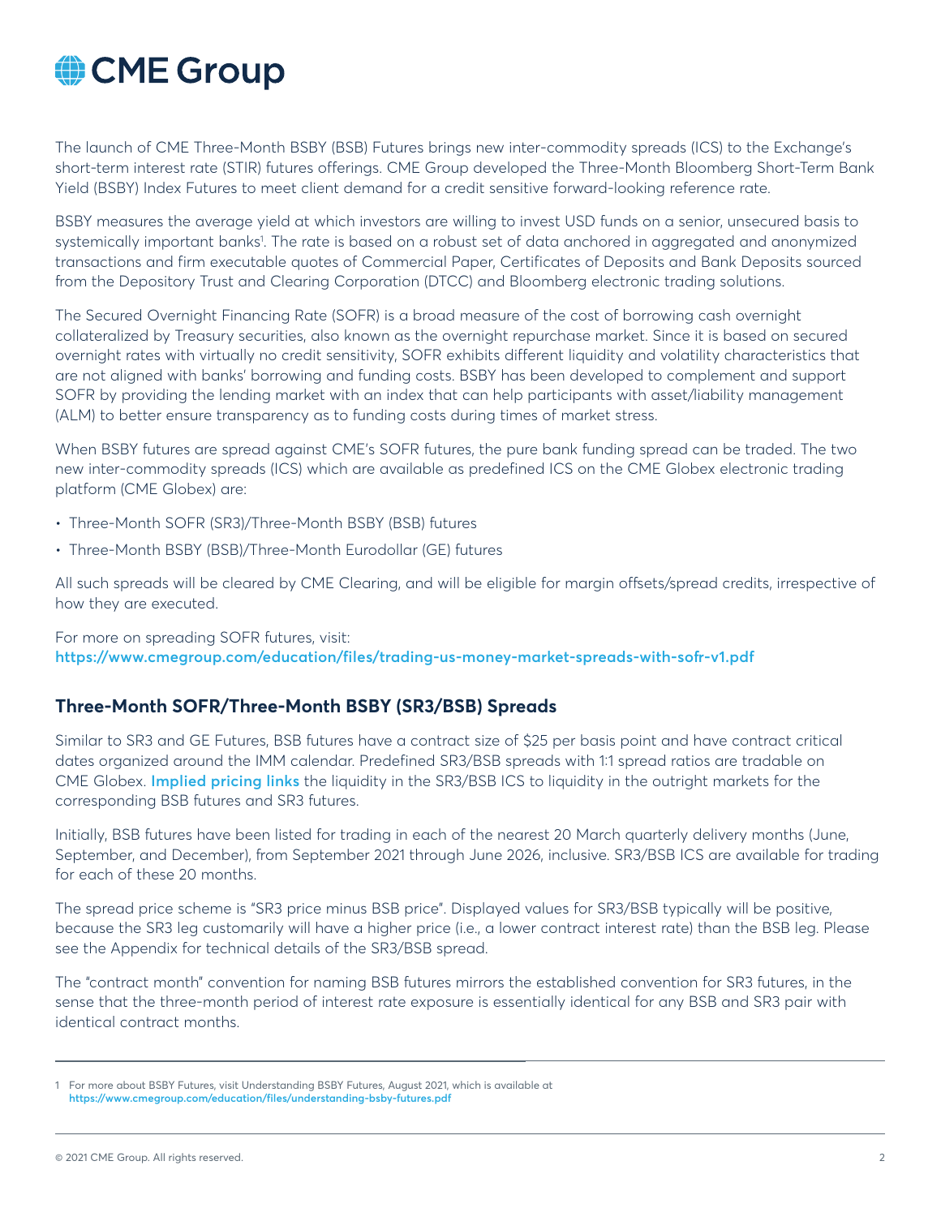The launch of CME Three-Month BSBY (BSB) Futures brings new inter-commodity spreads (ICS) to the Exchange's short-term interest rate (STIR) futures offerings. CME Group developed the Three-Month Bloomberg Short-Term Bank Yield (BSBY) Index Futures to meet client demand for a credit sensitive forward-looking reference rate.

BSBY measures the average yield at which investors are willing to invest USD funds on a senior, unsecured basis to systemically important banks[1]. The rate is based on a robust set of data anchored in aggregated and anonymized transactions and firm executable quotes of Commercial Paper, Certificates of Deposits and Bank Deposits sourced from the Depository Trust and Clearing Corporation (DTCC) and Bloomberg electronic trading solutions.

The Secured Overnight Financing Rate (SOFR) is a broad measure of the cost of borrowing cash overnight collateralized by Treasury securities, also known as the overnight repurchase market. Since it is based on secured overnight rates with virtually no credit sensitivity, SOFR exhibits different liquidity and volatility characteristics that are not aligned with banks' borrowing and funding costs. BSBY has been developed to complement and support SOFR by providing the lending market with an index that can help participants with asset/liability management (ALM) to better ensure transparency as to funding costs during times of market stress.

When BSBY futures are spread against CME's SOFR futures, the pure bank funding spread can be traded. The two new inter-commodity spreads (ICS) which are available as predefined ICS on the CME Globex electronic trading platform (CME Globex) are:

- Three-Month SOFR (SR3)/Three-Month BSBY (BSB) futures
- Three-Month BSBY (BSB)/Three-Month Eurodollar (GE) futures

All such spreads will be cleared by CME Clearing, and will be eligible for margin offsets/spread credits, irrespective of how they are executed.

For more on spreading SOFR futures, visit:
**https://www.cmegroup.com/education/files/trading-us-money-market-spreads-with-sofr-v1.pdf**

## Three-Month SOFR/Three-Month BSBY (SR3/BSB) Spreads

Similar to SR3 and GE Futures, BSB futures have a contract size of $25 per basis point and have contract critical dates organized around the IMM calendar. Predefined SR3/BSB spreads with 1:1 spread ratios are tradable on CME Globex. **Implied pricing links** the liquidity in the SR3/BSB ICS to liquidity in the outright markets for the corresponding BSB futures and SR3 futures.

Initially, BSB futures have been listed for trading in each of the nearest 20 March quarterly delivery months (June, September, and December), from September 2021 through June 2026, inclusive. SR3/BSB ICS are available for trading for each of these 20 months.

The spread price scheme is "SR3 price minus BSB price". Displayed values for SR3/BSB typically will be positive, because the SR3 leg customarily will have a higher price (i.e., a lower contract interest rate) than the BSB leg. Please see the Appendix for technical details of the SR3/BSB spread.

The "contract month" convention for naming BSB futures mirrors the established convention for SR3 futures, in the sense that the three-month period of interest rate exposure is essentially identical for any BSB and SR3 pair with identical contract months.

---

1 For more about BSBY Futures, visit Understanding BSBY Futures, August 2021, which is available at **https://www.cmegroup.com/education/files/understanding-bsby-futures.pdf**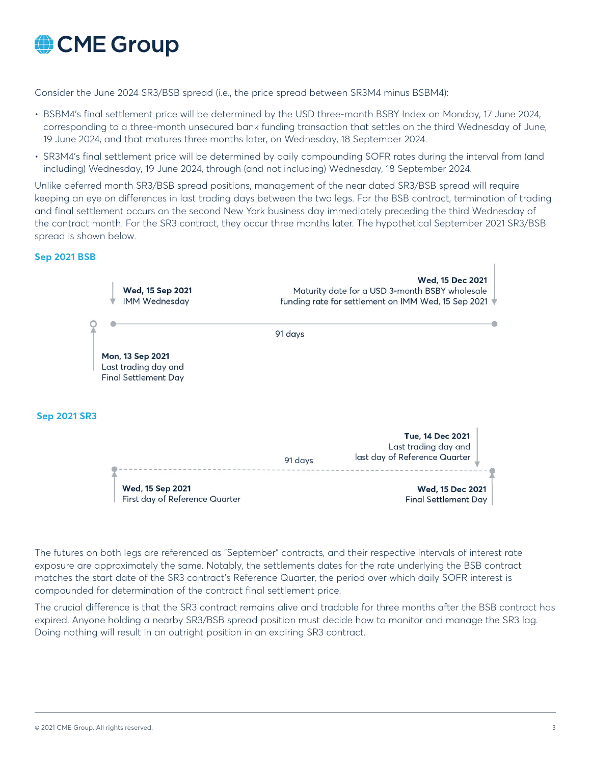Consider the June 2024 SR3/BSB spread (i.e., the price spread between SR3M4 minus BSBM4):

- BSBM4's final settlement price will be determined by the USD three-month BSBY Index on Monday, 17 June 2024, corresponding to a three-month unsecured bank funding transaction that settles on the third Wednesday of June, 19 June 2024, and that matures three months later, on Wednesday, 18 September 2024.
- SR3M4's final settlement price will be determined by daily compounding SOFR rates during the interval from (and including) Wednesday, 19 June 2024, through (and not including) Wednesday, 18 September 2024.

Unlike deferred month SR3/BSB spread positions, management of the near dated SR3/BSB spread will require keeping an eye on differences in last trading days between the two legs. For the BSB contract, termination of trading and final settlement occurs on the second New York business day immediately preceding the third Wednesday of the contract month. For the SR3 contract, they occur three months later. The hypothetical September 2021 SR3/BSB spread is shown below.

**Sep 2021 BSB**

**Wed, 15 Sep 2021**
IMM Wednesday

**Wed, 15 Dec 2021**
Maturity date for a USD 3-month BSBY wholesale funding rate for settlement on IMM Wed, 15 Sep 2021

91 days

**Mon, 13 Sep 2021**
Last trading day and Final Settlement Day

**Sep 2021 SR3**

**Tue, 14 Dec 2021**
Last trading day and last day of Reference Quarter

91 days

**Wed, 15 Sep 2021**
First day of Reference Quarter

**Wed, 15 Dec 2021**
Final Settlement Day

The futures on both legs are referenced as "September" contracts, and their respective intervals of interest rate exposure are approximately the same. Notably, the settlements dates for the rate underlying the BSB contract matches the start date of the SR3 contract's Reference Quarter, the period over which daily SOFR interest is compounded for determination of the contract final settlement price.

The crucial difference is that the SR3 contract remains alive and tradable for three months after the BSB contract has expired. Anyone holding a nearby SR3/BSB spread position must decide how to monitor and manage the SR3 lag. Doing nothing will result in an outright position in an expiring SR3 contract.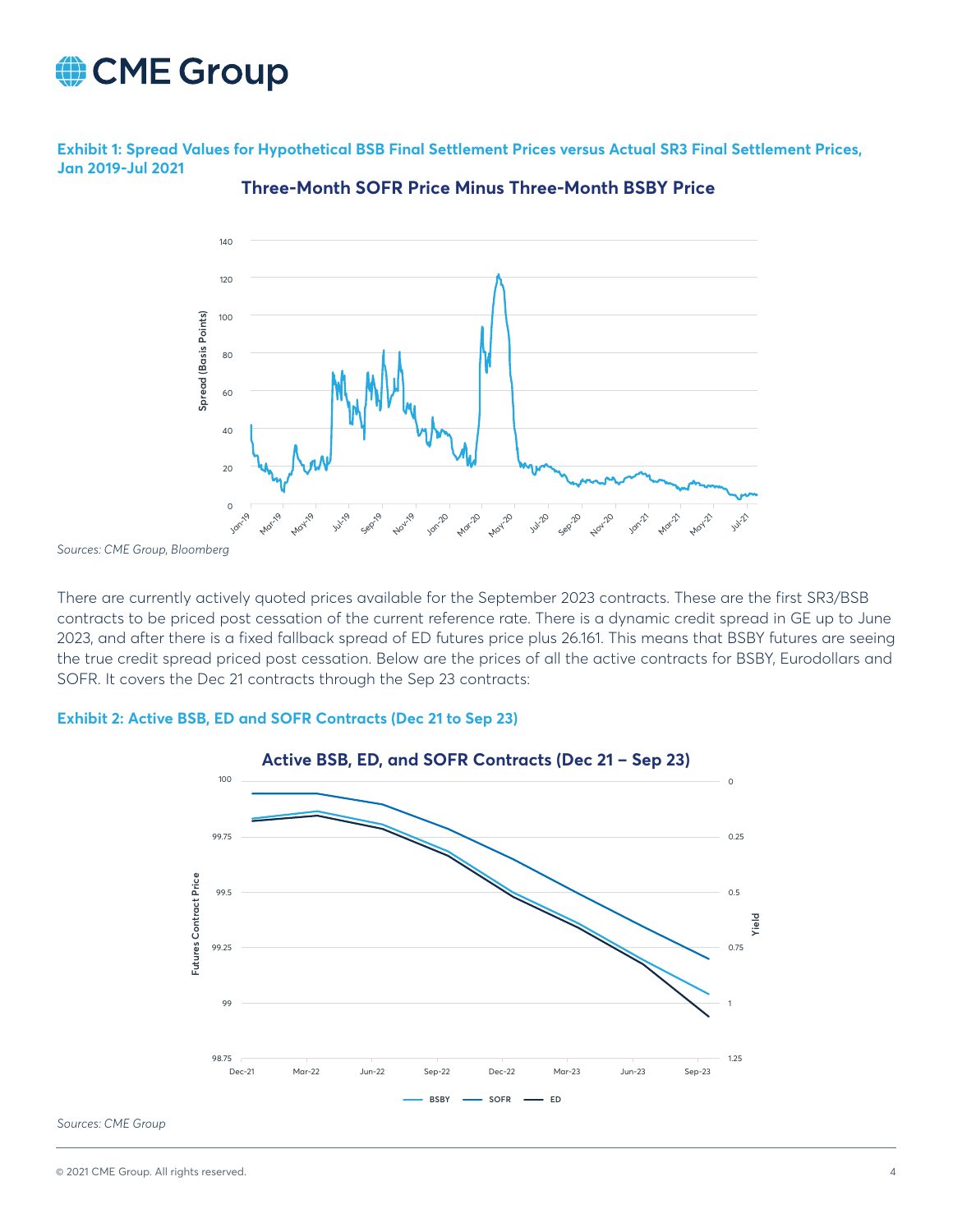**Exhibit 1: Spread Values for Hypothetical BSB Final Settlement Prices versus Actual SR3 Final Settlement Prices, Jan 2019-Jul 2021**

*Sources: CME Group, Bloomberg*

There are currently actively quoted prices available for the September 2023 contracts. These are the first SR3/BSB contracts to be priced post cessation of the current reference rate. There is a dynamic credit spread in GE up to June 2023, and after there is a fixed fallback spread of ED futures price plus 26.161. This means that BSBY futures are seeing the true credit spread priced post cessation. Below are the prices of all the active contracts for BSBY, Eurodollars and SOFR. It covers the Dec 21 contracts through the Sep 23 contracts:

**Exhibit 2: Active BSB, ED and SOFR Contracts (Dec 21 to Sep 23)**

*Sources: CME Group*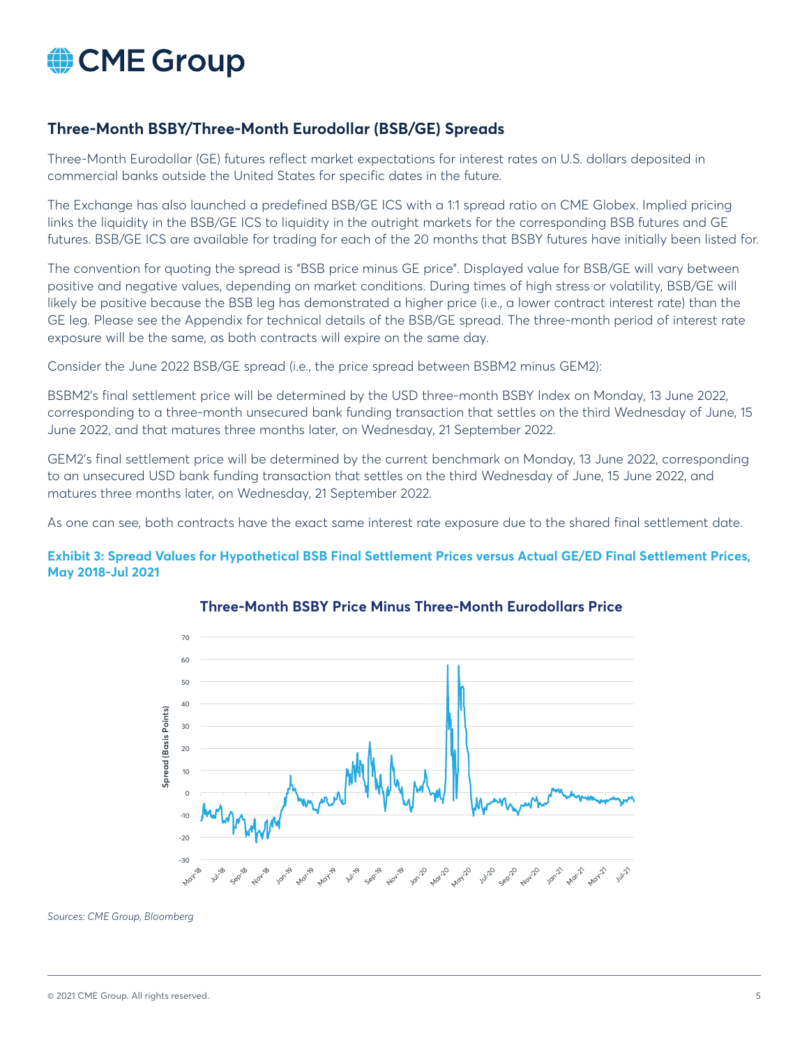## Three-Month BSBY/Three-Month Eurodollar (BSB/GE) Spreads

Three-Month Eurodollar (GE) futures reflect market expectations for interest rates on U.S. dollars deposited in commercial banks outside the United States for specific dates in the future.

The Exchange has also launched a predefined BSB/GE ICS with a 1:1 spread ratio on CME Globex. Implied pricing links the liquidity in the BSB/GE ICS to liquidity in the outright markets for the corresponding BSB futures and GE futures. BSB/GE ICS are available for trading for each of the 20 months that BSBY futures have initially been listed for.

The convention for quoting the spread is "BSB price minus GE price". Displayed value for BSB/GE will vary between positive and negative values, depending on market conditions. During times of high stress or volatility, BSB/GE will likely be positive because the BSB leg has demonstrated a higher price (i.e., a lower contract interest rate) than the GE leg. Please see the Appendix for technical details of the BSB/GE spread. The three-month period of interest rate exposure will be the same, as both contracts will expire on the same day.

Consider the June 2022 BSB/GE spread (i.e., the price spread between BSBM2 minus GEM2):

BSBM2's final settlement price will be determined by the USD three-month BSBY Index on Monday, 13 June 2022, corresponding to a three-month unsecured bank funding transaction that settles on the third Wednesday of June, 15 June 2022, and that matures three months later, on Wednesday, 21 September 2022.

GEM2's final settlement price will be determined by the current benchmark on Monday, 13 June 2022, corresponding to an unsecured USD bank funding transaction that settles on the third Wednesday of June, 15 June 2022, and matures three months later, on Wednesday, 21 September 2022.

As one can see, both contracts have the exact same interest rate exposure due to the shared final settlement date.

**Exhibit 3: Spread Values for Hypothetical BSB Final Settlement Prices versus Actual GE/ED Final Settlement Prices, May 2018-Jul 2021**

**Three-Month BSBY Price Minus Three-Month Eurodollars Price**

*Sources: CME Group, Bloomberg*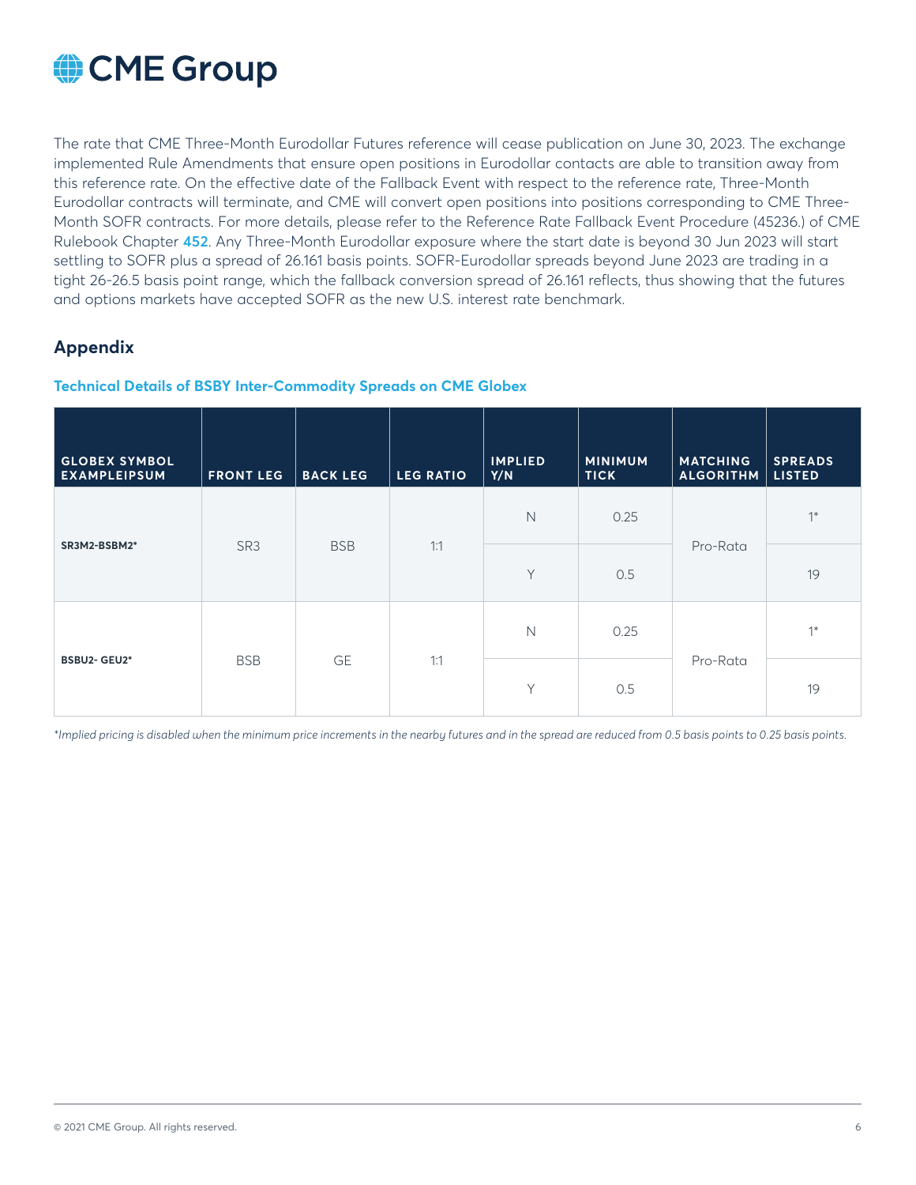The rate that CME Three-Month Eurodollar Futures reference will cease publication on June 30, 2023. The exchange implemented Rule Amendments that ensure open positions in Eurodollar contacts are able to transition away from this reference rate. On the effective date of the Fallback Event with respect to the reference rate, Three-Month Eurodollar contracts will terminate, and CME will convert open positions into positions corresponding to CME Three-Month SOFR contracts. For more details, please refer to the Reference Rate Fallback Event Procedure (45236.) of CME Rulebook Chapter **452**. Any Three-Month Eurodollar exposure where the start date is beyond 30 Jun 2023 will start settling to SOFR plus a spread of 26.161 basis points. SOFR-Eurodollar spreads beyond June 2023 are trading in a tight 26-26.5 basis point range, which the fallback conversion spread of 26.161 reflects, thus showing that the futures and options markets have accepted SOFR as the new U.S. interest rate benchmark.

## Appendix

### Technical Details of BSBY Inter-Commodity Spreads on CME Globex

| GLOBEX SYMBOL EXAMPLEIPSUM | FRONT LEG | BACK LEG | LEG RATIO | IMPLIED Y/N | MINIMUM TICK | MATCHING ALGORITHM | SPREADS LISTED |
|---|---|---|---|---|---|---|---|
| **SR3M2-BSBM2*** | SR3 | BSB | 1:1 | N | 0.25 | Pro-Rata | 1* |
| | | | | Y | 0.5 | | 19 |
| **BSBU2- GEU2*** | BSB | GE | 1:1 | N | 0.25 | Pro-Rata | 1* |
| | | | | Y | 0.5 | | 19 |

*Implied pricing is disabled when the minimum price increments in the nearby futures and in the spread are reduced from 0.5 basis points to 0.25 basis points.*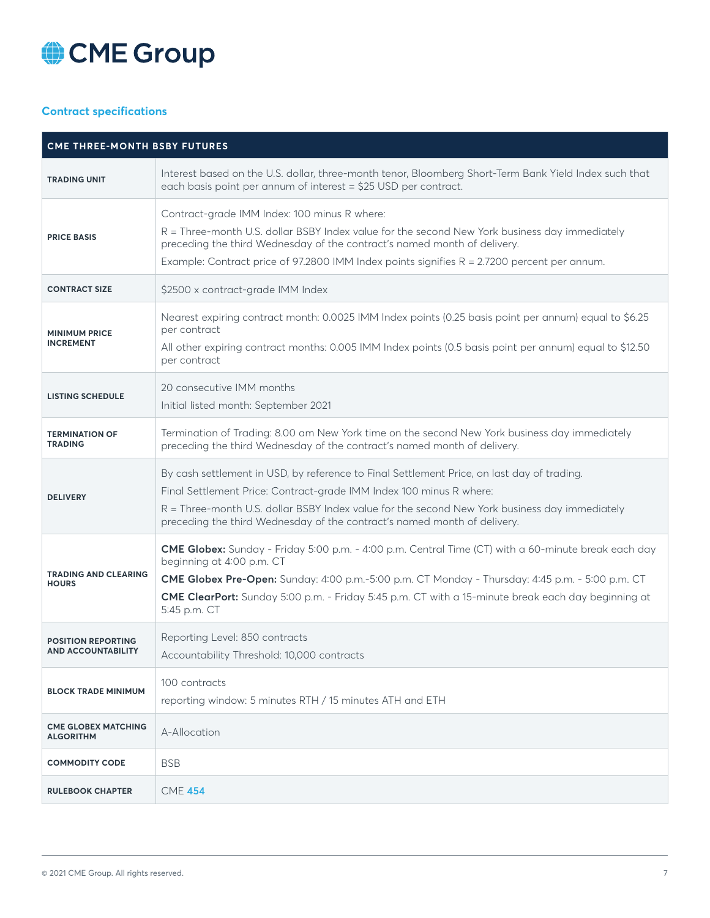## Contract specifications

| CME THREE-MONTH BSBY FUTURES | |
|---|---|
| **TRADING UNIT** | Interest based on the U.S. dollar, three-month tenor, Bloomberg Short-Term Bank Yield Index such that each basis point per annum of interest = $25 USD per contract. |
| **PRICE BASIS** | Contract-grade IMM Index: 100 minus R where:<br>R = Three-month U.S. dollar BSBY Index value for the second New York business day immediately preceding the third Wednesday of the contract's named month of delivery.<br>Example: Contract price of 97.2800 IMM Index points signifies R = 2.7200 percent per annum. |
| **CONTRACT SIZE** | $2500 x contract-grade IMM Index |
| **MINIMUM PRICE INCREMENT** | Nearest expiring contract month: 0.0025 IMM Index points (0.25 basis point per annum) equal to $6.25 per contract<br>All other expiring contract months: 0.005 IMM Index points (0.5 basis point per annum) equal to $12.50 per contract |
| **LISTING SCHEDULE** | 20 consecutive IMM months<br>Initial listed month: September 2021 |
| **TERMINATION OF TRADING** | Termination of Trading: 8.00 am New York time on the second New York business day immediately preceding the third Wednesday of the contract's named month of delivery. |
| **DELIVERY** | By cash settlement in USD, by reference to Final Settlement Price, on last day of trading.<br>Final Settlement Price: Contract-grade IMM Index 100 minus R where:<br>R = Three-month U.S. dollar BSBY Index value for the second New York business day immediately preceding the third Wednesday of the contract's named month of delivery. |
| **TRADING AND CLEARING HOURS** | **CME Globex:** Sunday - Friday 5:00 p.m. - 4:00 p.m. Central Time (CT) with a 60-minute break each day beginning at 4:00 p.m. CT<br>**CME Globex Pre-Open:** Sunday: 4:00 p.m.-5:00 p.m. CT Monday - Thursday: 4:45 p.m. - 5:00 p.m. CT<br>**CME ClearPort:** Sunday 5:00 p.m. - Friday 5:45 p.m. CT with a 15-minute break each day beginning at 5:45 p.m. CT |
| **POSITION REPORTING AND ACCOUNTABILITY** | Reporting Level: 850 contracts<br>Accountability Threshold: 10,000 contracts |
| **BLOCK TRADE MINIMUM** | 100 contracts<br>reporting window: 5 minutes RTH / 15 minutes ATH and ETH |
| **CME GLOBEX MATCHING ALGORITHM** | A-Allocation |
| **COMMODITY CODE** | BSB |
| **RULEBOOK CHAPTER** | CME 454 |

© 2021 CME Group. All rights reserved.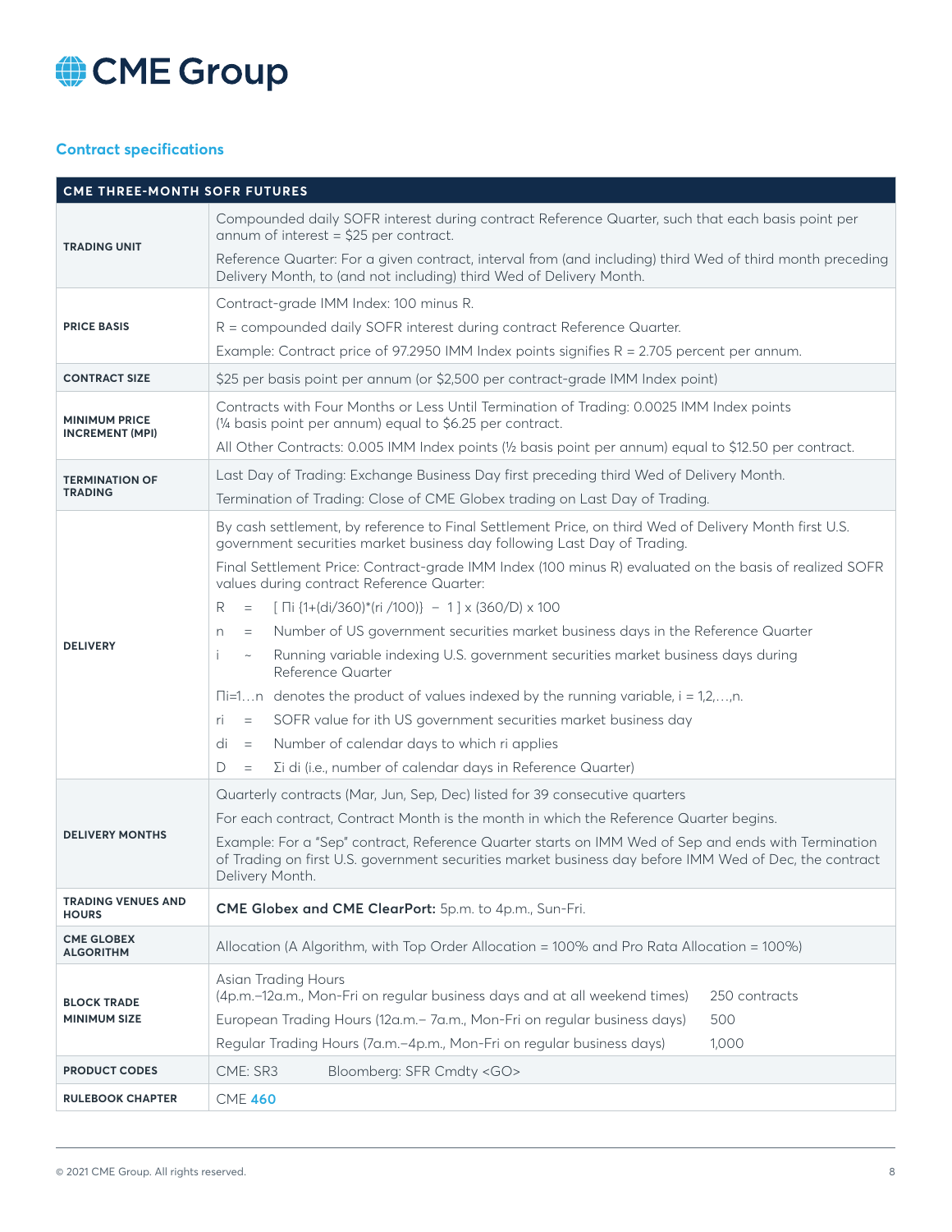## Contract specifications

| CME THREE-MONTH SOFR FUTURES | |
|---|---|
| **TRADING UNIT** | Compounded daily SOFR interest during contract Reference Quarter, such that each basis point per annum of interest = \$25 per contract.<br>Reference Quarter: For a given contract, interval from (and including) third Wed of third month preceding Delivery Month, to (and not including) third Wed of Delivery Month. |
| **PRICE BASIS** | Contract-grade IMM Index: 100 minus R.<br>R = compounded daily SOFR interest during contract Reference Quarter.<br>Example: Contract price of 97.2950 IMM Index points signifies R = 2.705 percent per annum. |
| **CONTRACT SIZE** | \$25 per basis point per annum (or \$2,500 per contract-grade IMM Index point) |
| **MINIMUM PRICE INCREMENT (MPI)** | Contracts with Four Months or Less Until Termination of Trading: 0.0025 IMM Index points (¼ basis point per annum) equal to \$6.25 per contract.<br>All Other Contracts: 0.005 IMM Index points (½ basis point per annum) equal to \$12.50 per contract. |
| **TERMINATION OF TRADING** | Last Day of Trading: Exchange Business Day first preceding third Wed of Delivery Month.<br>Termination of Trading: Close of CME Globex trading on Last Day of Trading. |
| **DELIVERY** | By cash settlement, by reference to Final Settlement Price, on third Wed of Delivery Month first U.S. government securities market business day following Last Day of Trading.<br>Final Settlement Price: Contract-grade IMM Index (100 minus R) evaluated on the basis of realized SOFR values during contract Reference Quarter:<br>$R = [\prod_i \{1+(d_i/360)*(r_i/100)\} - 1] \times (360/D) \times 100$<br>$n$ = Number of US government securities market business days in the Reference Quarter<br>$i$ ~ Running variable indexing U.S. government securities market business days during Reference Quarter<br>$\prod_{i=1 \ldots n}$ denotes the product of values indexed by the running variable, $i = 1,2,\ldots,n$.<br>$r_i$ = SOFR value for ith US government securities market business day<br>$d_i$ = Number of calendar days to which $r_i$ applies<br>$D$ = $\Sigma_i d_i$ (i.e., number of calendar days in Reference Quarter) |
| **DELIVERY MONTHS** | Quarterly contracts (Mar, Jun, Sep, Dec) listed for 39 consecutive quarters<br>For each contract, Contract Month is the month in which the Reference Quarter begins.<br>Example: For a "Sep" contract, Reference Quarter starts on IMM Wed of Sep and ends with Termination of Trading on first U.S. government securities market business day before IMM Wed of Dec, the contract Delivery Month. |
| **TRADING VENUES AND HOURS** | **CME Globex and CME ClearPort:** 5p.m. to 4p.m., Sun-Fri. |
| **CME GLOBEX ALGORITHM** | Allocation (A Algorithm, with Top Order Allocation = 100% and Pro Rata Allocation = 100%) |
| **BLOCK TRADE MINIMUM SIZE** | Asian Trading Hours (4p.m.–12a.m., Mon-Fri on regular business days and at all weekend times): 250 contracts<br>European Trading Hours (12a.m.– 7a.m., Mon-Fri on regular business days): 500<br>Regular Trading Hours (7a.m.–4p.m., Mon-Fri on regular business days): 1,000 |
| **PRODUCT CODES** | CME: SR3 Bloomberg: SFR Cmdty <GO> |
| **RULEBOOK CHAPTER** | CME **460** |

© 2021 CME Group. All rights reserved.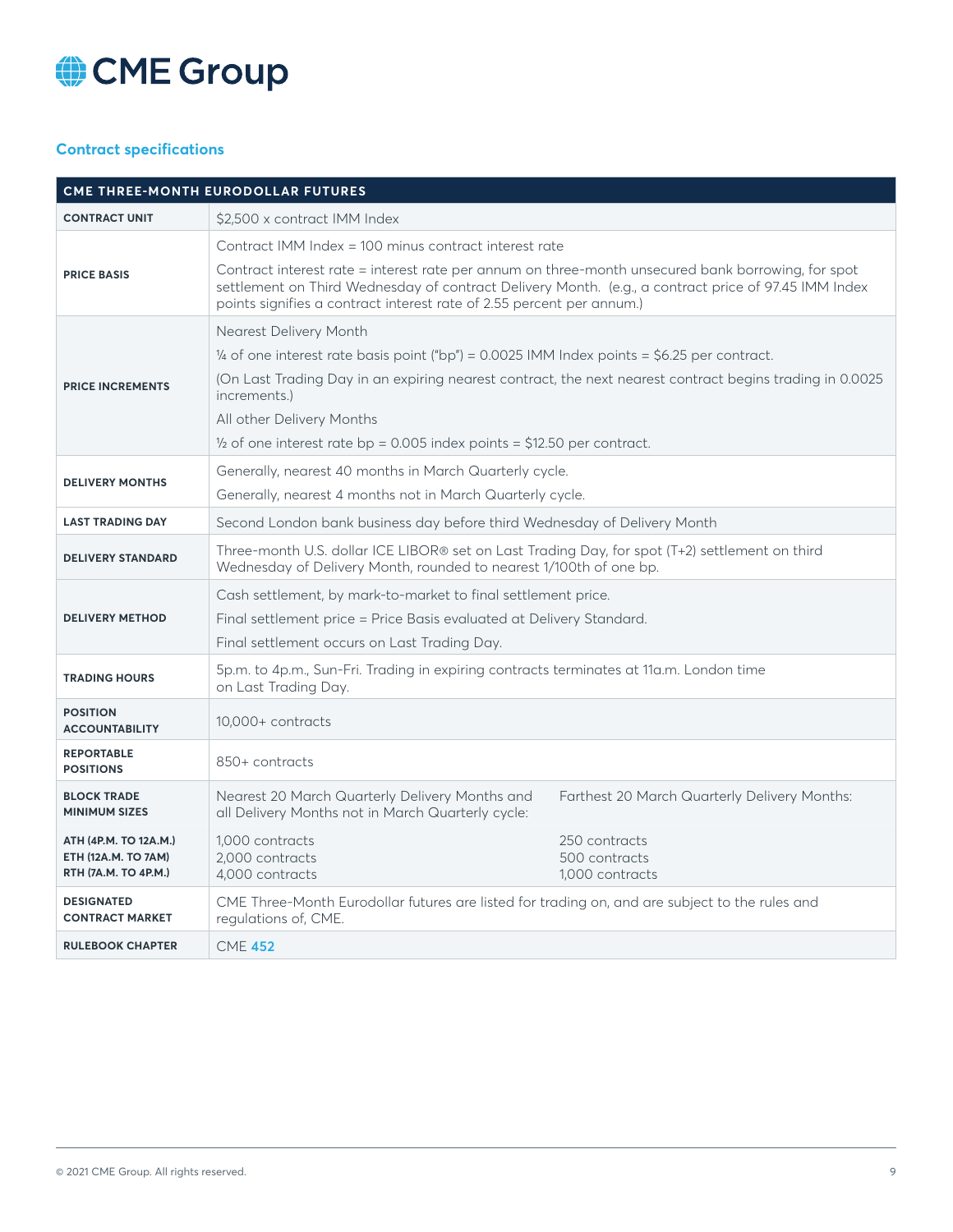## Contract specifications

| CME THREE-MONTH EURODOLLAR FUTURES | | |
|---|---|---|
| **CONTRACT UNIT** | \$2,500 x contract IMM Index | |
| **PRICE BASIS** | Contract IMM Index = 100 minus contract interest rate<br>Contract interest rate = interest rate per annum on three-month unsecured bank borrowing, for spot settlement on Third Wednesday of contract Delivery Month. (e.g., a contract price of 97.45 IMM Index points signifies a contract interest rate of 2.55 percent per annum.) | |
| **PRICE INCREMENTS** | Nearest Delivery Month<br>¼ of one interest rate basis point ("bp") = 0.0025 IMM Index points = \$6.25 per contract.<br>(On Last Trading Day in an expiring nearest contract, the next nearest contract begins trading in 0.0025 increments.)<br>All other Delivery Months<br>½ of one interest rate bp = 0.005 index points = \$12.50 per contract. | |
| **DELIVERY MONTHS** | Generally, nearest 40 months in March Quarterly cycle.<br>Generally, nearest 4 months not in March Quarterly cycle. | |
| **LAST TRADING DAY** | Second London bank business day before third Wednesday of Delivery Month | |
| **DELIVERY STANDARD** | Three-month U.S. dollar ICE LIBOR® set on Last Trading Day, for spot (T+2) settlement on third Wednesday of Delivery Month, rounded to nearest 1/100th of one bp. | |
| **DELIVERY METHOD** | Cash settlement, by mark-to-market to final settlement price.<br>Final settlement price = Price Basis evaluated at Delivery Standard.<br>Final settlement occurs on Last Trading Day. | |
| **TRADING HOURS** | 5p.m. to 4p.m., Sun-Fri. Trading in expiring contracts terminates at 11a.m. London time on Last Trading Day. | |
| **POSITION ACCOUNTABILITY** | 10,000+ contracts | |
| **REPORTABLE POSITIONS** | 850+ contracts | |
| **BLOCK TRADE MINIMUM SIZES** | Nearest 20 March Quarterly Delivery Months and all Delivery Months not in March Quarterly cycle: | Farthest 20 March Quarterly Delivery Months: |
| **ATH (4P.M. TO 12A.M.)**<br>**ETH (12A.M. TO 7AM)**<br>**RTH (7A.M. TO 4P.M.)** | 1,000 contracts<br>2,000 contracts<br>4,000 contracts | 250 contracts<br>500 contracts<br>1,000 contracts |
| **DESIGNATED CONTRACT MARKET** | CME Three-Month Eurodollar futures are listed for trading on, and are subject to the rules and regulations of, CME. | |
| **RULEBOOK CHAPTER** | CME 452 | |

© 2021 CME Group. All rights reserved.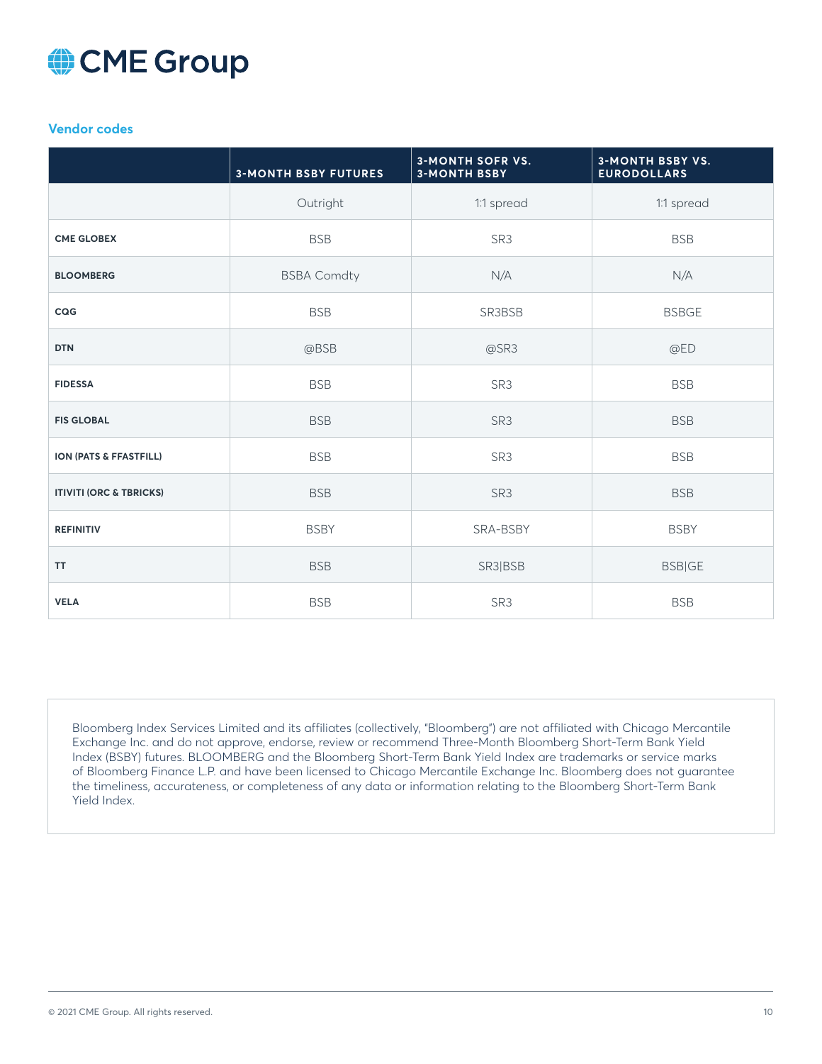### Vendor codes

| | 3-MONTH BSBY FUTURES | 3-MONTH SOFR VS. 3-MONTH BSBY | 3-MONTH BSBY VS. EURODOLLARS |
|---|---|---|---|
| | Outright | 1:1 spread | 1:1 spread |
| **CME GLOBEX** | BSB | SR3 | BSB |
| **BLOOMBERG** | BSBA Comdty | N/A | N/A |
| **CQG** | BSB | SR3BSB | BSBGE |
| **DTN** | @BSB | @SR3 | @ED |
| **FIDESSA** | BSB | SR3 | BSB |
| **FIS GLOBAL** | BSB | SR3 | BSB |
| **ION (PATS & FFASTFILL)** | BSB | SR3 | BSB |
| **ITIVITI (ORC & TBRICKS)** | BSB | SR3 | BSB |
| **REFINITIV** | BSBY | SRA-BSBY | BSBY |
| **TT** | BSB | SR3\|BSB | BSB\|GE |
| **VELA** | BSB | SR3 | BSB |

Bloomberg Index Services Limited and its affiliates (collectively, "Bloomberg") are not affiliated with Chicago Mercantile Exchange Inc. and do not approve, endorse, review or recommend Three-Month Bloomberg Short-Term Bank Yield Index (BSBY) futures. BLOOMBERG and the Bloomberg Short-Term Bank Yield Index are trademarks or service marks of Bloomberg Finance L.P. and have been licensed to Chicago Mercantile Exchange Inc. Bloomberg does not guarantee the timeliness, accurateness, or completeness of any data or information relating to the Bloomberg Short-Term Bank Yield Index.

© 2021 CME Group. All rights reserved.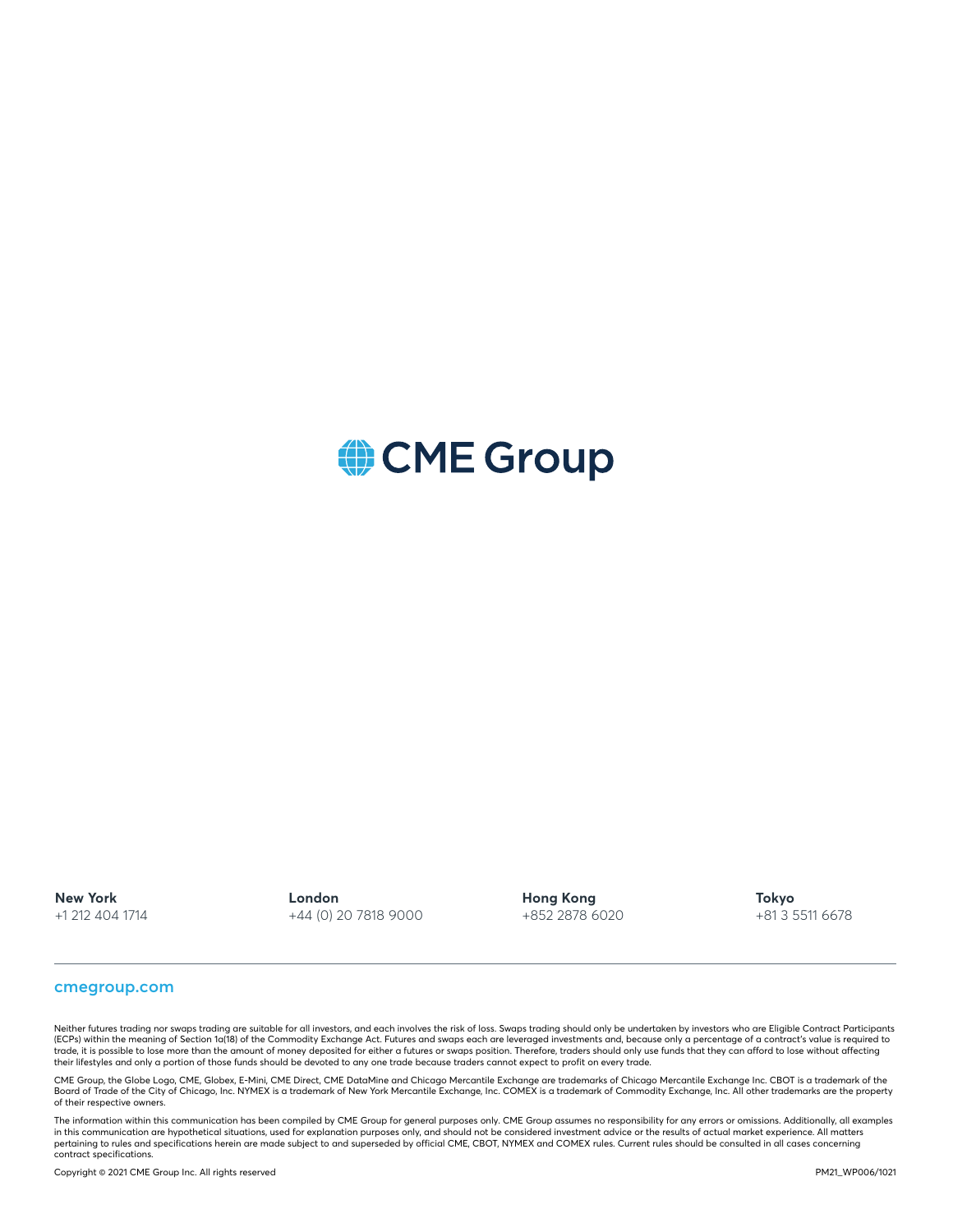CME Group

**New York**
+1 212 404 1714

**London**
+44 (0) 20 7818 9000

**Hong Kong**
+852 2878 6020

**Tokyo**
+81 3 5511 6678

---

**cmegroup.com**

Neither futures trading nor swaps trading are suitable for all investors, and each involves the risk of loss. Swaps trading should only be undertaken by investors who are Eligible Contract Participants (ECPs) within the meaning of Section 1a(18) of the Commodity Exchange Act. Futures and swaps each are leveraged investments and, because only a percentage of a contract's value is required to trade, it is possible to lose more than the amount of money deposited for either a futures or swaps position. Therefore, traders should only use funds that they can afford to lose without affecting their lifestyles and only a portion of those funds should be devoted to any one trade because traders cannot expect to profit on every trade.

CME Group, the Globe Logo, CME, Globex, E-Mini, CME Direct, CME DataMine and Chicago Mercantile Exchange are trademarks of Chicago Mercantile Exchange Inc. CBOT is a trademark of the Board of Trade of the City of Chicago, Inc. NYMEX is a trademark of New York Mercantile Exchange, Inc. COMEX is a trademark of Commodity Exchange, Inc. All other trademarks are the property of their respective owners.

The information within this communication has been compiled by CME Group for general purposes only. CME Group assumes no responsibility for any errors or omissions. Additionally, all examples in this communication are hypothetical situations, used for explanation purposes only, and should not be considered investment advice or the results of actual market experience. All matters pertaining to rules and specifications herein are made subject to and superseded by official CME, CBOT, NYMEX and COMEX rules. Current rules should be consulted in all cases concerning contract specifications.

Copyright © 2021 CME Group Inc. All rights reserved

PM21_WP006/1021